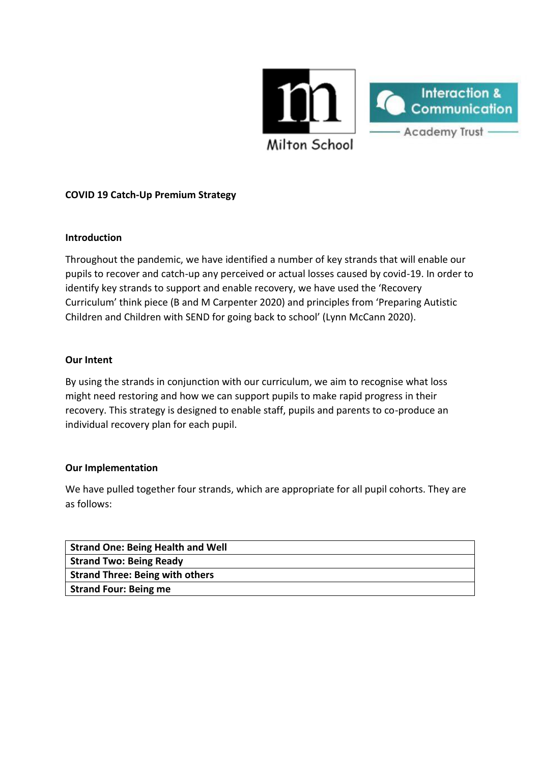Milton School

Interaction & Communication Academy Trust

**COVID 19 Catch-Up Premium Strategy**

**Introduction**

Throughout the pandemic, we have identified a number of key strands that will enable our pupils to recover and catch-up any perceived or actual losses caused by covid-19. In order to identify key strands to support and enable recovery, we have used the 'Recovery Curriculum' think piece (B and M Carpenter 2020) and principles from 'Preparing Autistic Children and Children with SEND for going back to school' (Lynn McCann 2020).

**Our Intent**

By using the strands in conjunction with our curriculum, we aim to recognise what loss might need restoring and how we can support pupils to make rapid progress in their recovery. This strategy is designed to enable staff, pupils and parents to co-produce an individual recovery plan for each pupil.

**Our Implementation**

We have pulled together four strands, which are appropriate for all pupil cohorts. They are as follows:

| **Strand One: Being Health and Well** |
|---|
| **Strand Two: Being Ready** |
| **Strand Three: Being with others** |
| **Strand Four: Being me** |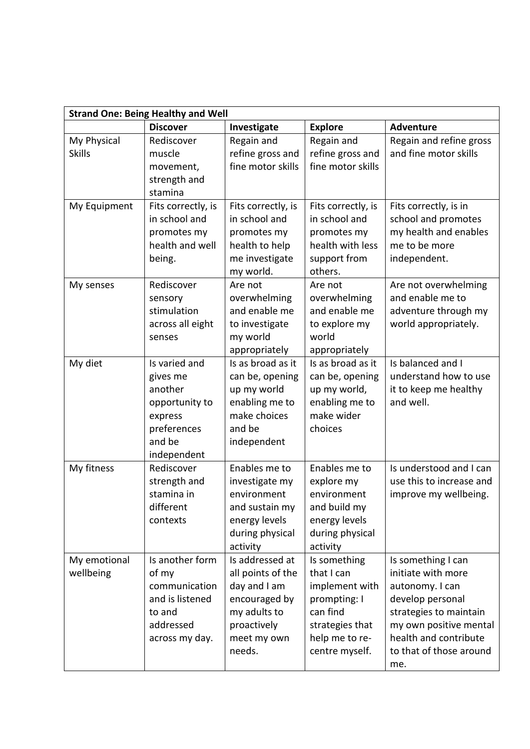| Strand One: Being Healthy and Well | | | | |
|---|---|---|---|---|
| | **Discover** | **Investigate** | **Explore** | **Adventure** |
| My Physical Skills | Rediscover muscle movement, strength and stamina | Regain and refine gross and fine motor skills | Regain and refine gross and fine motor skills | Regain and refine gross and fine motor skills |
| My Equipment | Fits correctly, is in school and promotes my health and well being. | Fits correctly, is in school and promotes my health to help me investigate my world. | Fits correctly, is in school and promotes my health with less support from others. | Fits correctly, is in school and promotes my health and enables me to be more independent. |
| My senses | Rediscover sensory stimulation across all eight senses | Are not overwhelming and enable me to investigate my world appropriately | Are not overwhelming and enable me to explore my world appropriately | Are not overwhelming and enable me to adventure through my world appropriately. |
| My diet | Is varied and gives me another opportunity to express preferences and be independent | Is as broad as it can be, opening up my world enabling me to make choices and be independent | Is as broad as it can be, opening up my world, enabling me to make wider choices | Is balanced and I understand how to use it to keep me healthy and well. |
| My fitness | Rediscover strength and stamina in different contexts | Enables me to investigate my environment and sustain my energy levels during physical activity | Enables me to explore my environment and build my energy levels during physical activity | Is understood and I can use this to increase and improve my wellbeing. |
| My emotional wellbeing | Is another form of my communication and is listened to and addressed across my day. | Is addressed at all points of the day and I am encouraged by my adults to proactively meet my own needs. | Is something that I can implement with prompting: I can find strategies that help me to re-centre myself. | Is something I can initiate with more autonomy. I can develop personal strategies to maintain my own positive mental health and contribute to that of those around me. |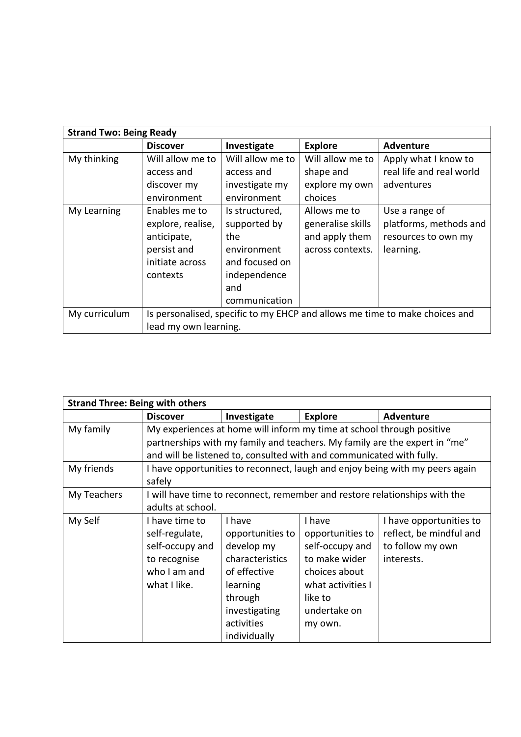| **Strand Two: Being Ready** | | | | |
|---|---|---|---|---|
| | **Discover** | **Investigate** | **Explore** | **Adventure** |
| My thinking | Will allow me to access and discover my environment | Will allow me to access and investigate my environment | Will allow me to shape and explore my own choices | Apply what I know to real life and real world adventures |
| My Learning | Enables me to explore, realise, anticipate, persist and initiate across contexts | Is structured, supported by the environment and focused on independence and communication | Allows me to generalise skills and apply them across contexts. | Use a range of platforms, methods and resources to own my learning. |
| My curriculum | Is personalised, specific to my EHCP and allows me time to make choices and lead my own learning. | | | |

| **Strand Three: Being with others** | | | | |
|---|---|---|---|---|
| | **Discover** | **Investigate** | **Explore** | **Adventure** |
| My family | My experiences at home will inform my time at school through positive partnerships with my family and teachers. My family are the expert in "me" and will be listened to, consulted with and communicated with fully. | | | |
| My friends | I have opportunities to reconnect, laugh and enjoy being with my peers again safely | | | |
| My Teachers | I will have time to reconnect, remember and restore relationships with the adults at school. | | | |
| My Self | I have time to self-regulate, self-occupy and to recognise who I am and what I like. | I have opportunities to develop my characteristics of effective learning through investigating activities individually | I have opportunities to self-occupy and to make wider choices about what activities I like to undertake on my own. | I have opportunities to reflect, be mindful and to follow my own interests. |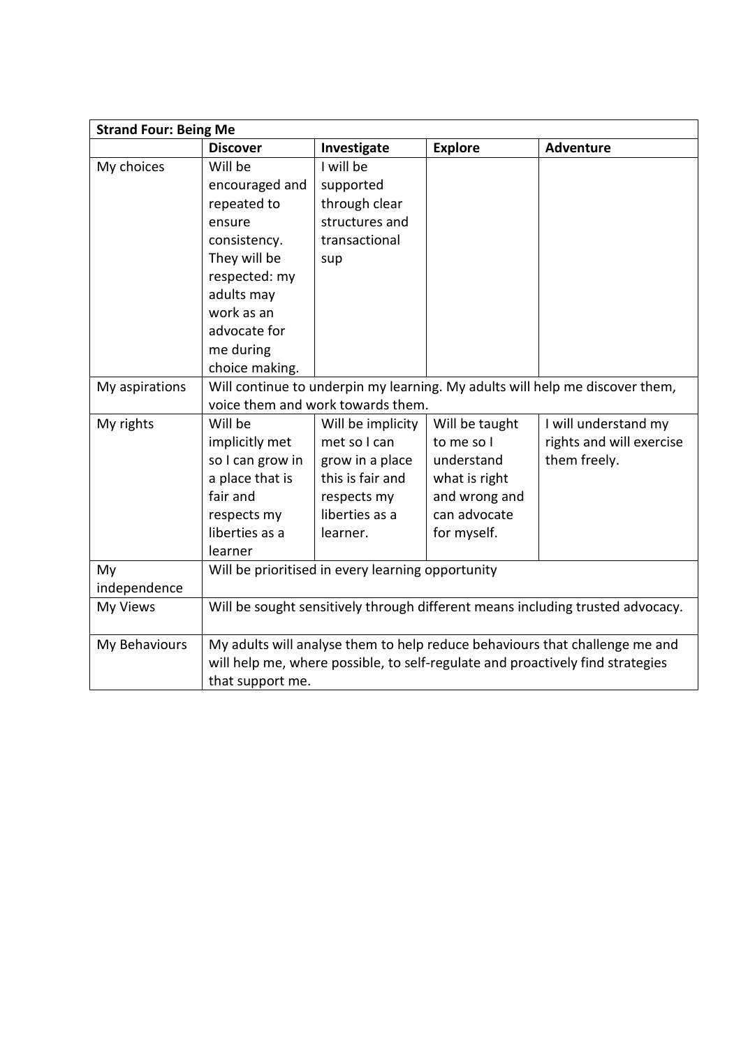| Strand Four: Being Me | | | | |
|---|---|---|---|---|
| | **Discover** | **Investigate** | **Explore** | **Adventure** |
| My choices | Will be encouraged and repeated to ensure consistency. They will be respected: my adults may work as an advocate for me during choice making. | I will be supported through clear structures and transactional sup | | |
| My aspirations | Will continue to underpin my learning. My adults will help me discover them, voice them and work towards them. | | | |
| My rights | Will be implicitly met so I can grow in a place that is fair and respects my liberties as a learner | Will be implicity met so I can grow in a place this is fair and respects my liberties as a learner. | Will be taught to me so I understand what is right and wrong and can advocate for myself. | I will understand my rights and will exercise them freely. |
| My independence | Will be prioritised in every learning opportunity | | | |
| My Views | Will be sought sensitively through different means including trusted advocacy. | | | |
| My Behaviours | My adults will analyse them to help reduce behaviours that challenge me and will help me, where possible, to self-regulate and proactively find strategies that support me. | | | |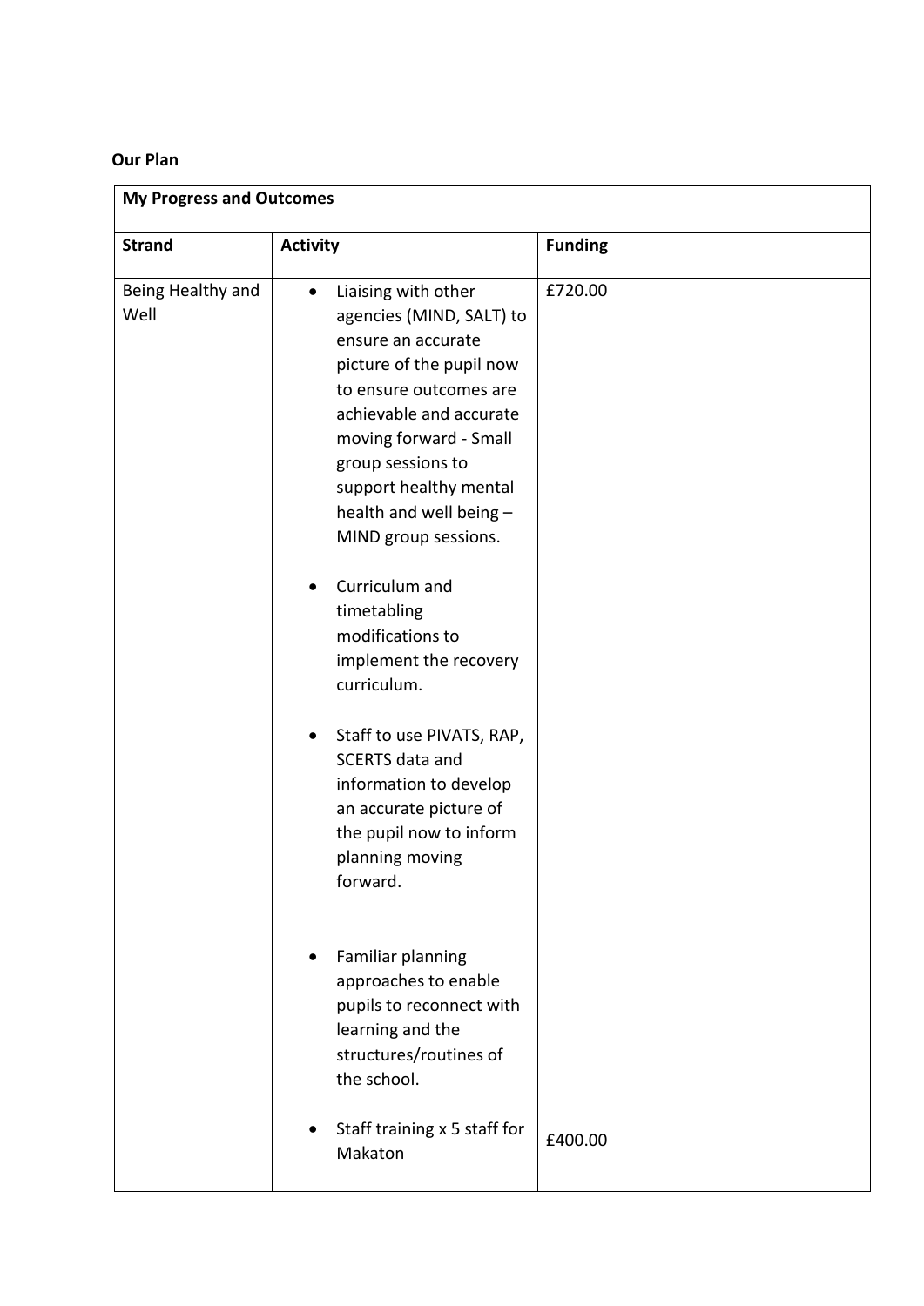**Our Plan**

| My Progress and Outcomes | | |
|---|---|---|
| **Strand** | **Activity** | **Funding** |
| Being Healthy and Well | • Liaising with other agencies (MIND, SALT) to ensure an accurate picture of the pupil now to ensure outcomes are achievable and accurate moving forward - Small group sessions to support healthy mental health and well being – MIND group sessions.<br><br>• Curriculum and timetabling modifications to implement the recovery curriculum.<br><br>• Staff to use PIVATS, RAP, SCERTS data and information to develop an accurate picture of the pupil now to inform planning moving forward.<br><br>• Familiar planning approaches to enable pupils to reconnect with learning and the structures/routines of the school.<br><br>• Staff training x 5 staff for Makaton | £720.00<br><br><br><br><br><br><br><br><br><br><br><br><br><br><br><br><br><br><br><br>£400.00 |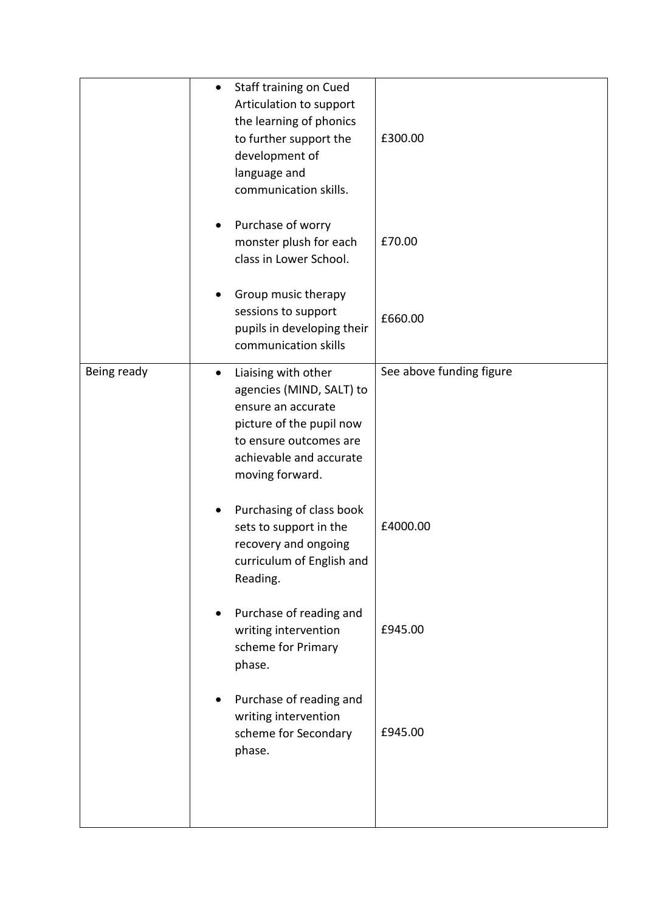| | | |
|---|---|---|
| | • Staff training on Cued Articulation to support the learning of phonics to further support the development of language and communication skills.<br><br>• Purchase of worry monster plush for each class in Lower School.<br><br>• Group music therapy sessions to support pupils in developing their communication skills | £300.00<br><br>£70.00<br><br>£660.00 |
| Being ready | • Liaising with other agencies (MIND, SALT) to ensure an accurate picture of the pupil now to ensure outcomes are achievable and accurate moving forward.<br><br>• Purchasing of class book sets to support in the recovery and ongoing curriculum of English and Reading.<br><br>• Purchase of reading and writing intervention scheme for Primary phase.<br><br>• Purchase of reading and writing intervention scheme for Secondary phase. | See above funding figure<br><br>£4000.00<br><br>£945.00<br><br>£945.00 |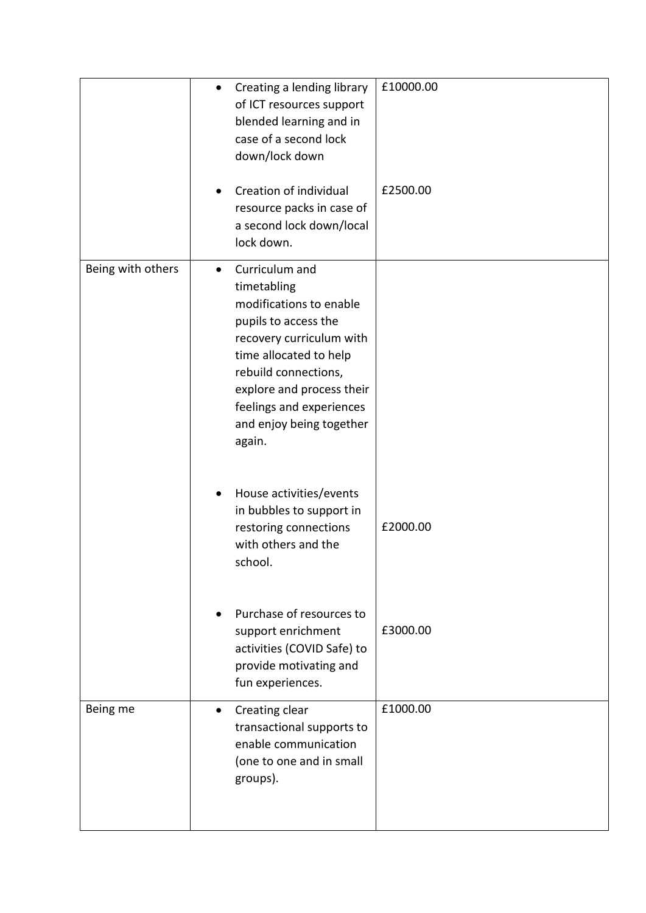| | | |
|---|---|---|
| | • Creating a lending library of ICT resources support blended learning and in case of a second lock down/lock down<br><br>• Creation of individual resource packs in case of a second lock down/local lock down. | £10000.00<br><br>£2500.00 |
| Being with others | • Curriculum and timetabling modifications to enable pupils to access the recovery curriculum with time allocated to help rebuild connections, explore and process their feelings and experiences and enjoy being together again.<br><br>• House activities/events in bubbles to support in restoring connections with others and the school.<br><br>• Purchase of resources to support enrichment activities (COVID Safe) to provide motivating and fun experiences. | <br><br><br><br>£2000.00<br><br>£3000.00 |
| Being me | • Creating clear transactional supports to enable communication (one to one and in small groups). | £1000.00 |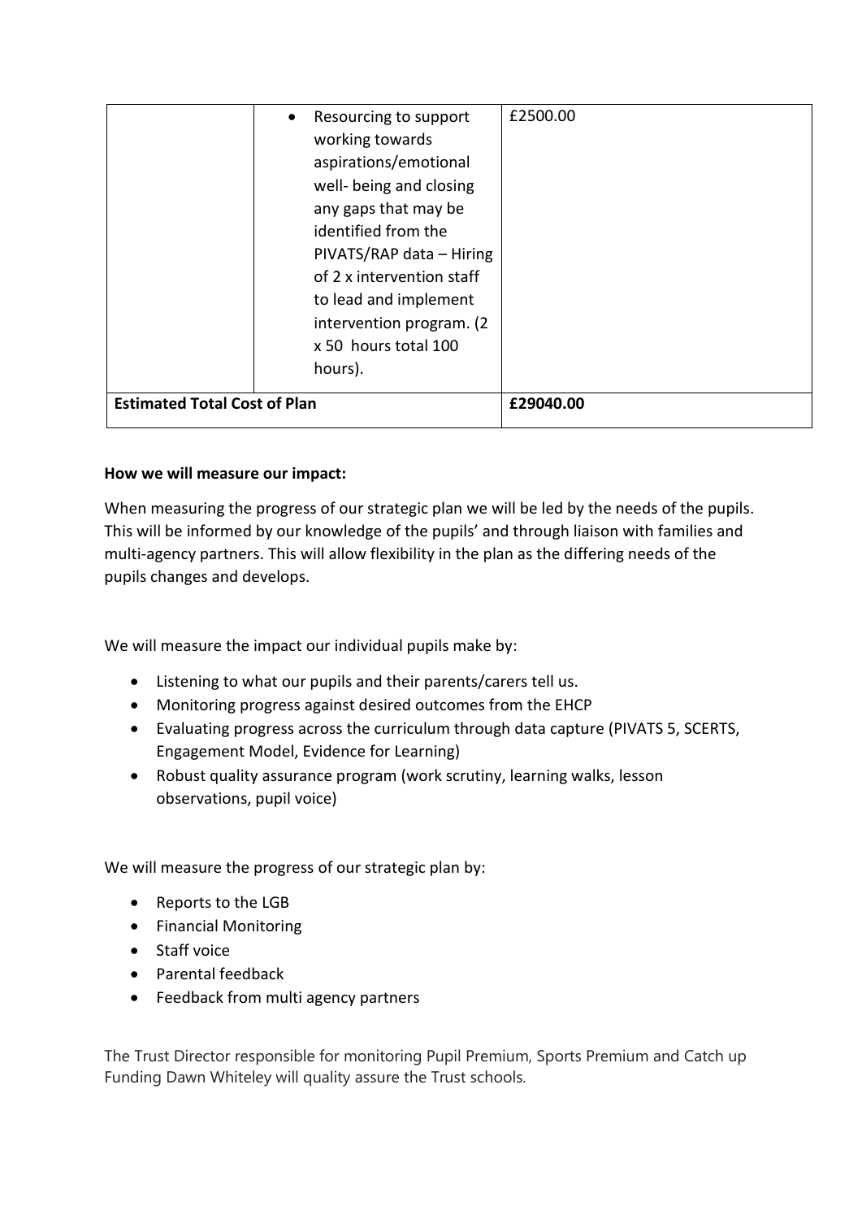| | | |
|---|---|---|
| | • Resourcing to support working towards aspirations/emotional well- being and closing any gaps that may be identified from the PIVATS/RAP data – Hiring of 2 x intervention staff to lead and implement intervention program. (2 x 50 hours total 100 hours). | £2500.00 |
| **Estimated Total Cost of Plan** | | **£29040.00** |

**How we will measure our impact:**

When measuring the progress of our strategic plan we will be led by the needs of the pupils. This will be informed by our knowledge of the pupils' and through liaison with families and multi-agency partners. This will allow flexibility in the plan as the differing needs of the pupils changes and develops.

We will measure the impact our individual pupils make by:

- Listening to what our pupils and their parents/carers tell us.
- Monitoring progress against desired outcomes from the EHCP
- Evaluating progress across the curriculum through data capture (PIVATS 5, SCERTS, Engagement Model, Evidence for Learning)
- Robust quality assurance program (work scrutiny, learning walks, lesson observations, pupil voice)

We will measure the progress of our strategic plan by:

- Reports to the LGB
- Financial Monitoring
- Staff voice
- Parental feedback
- Feedback from multi agency partners

The Trust Director responsible for monitoring Pupil Premium, Sports Premium and Catch up Funding Dawn Whiteley will quality assure the Trust schools.